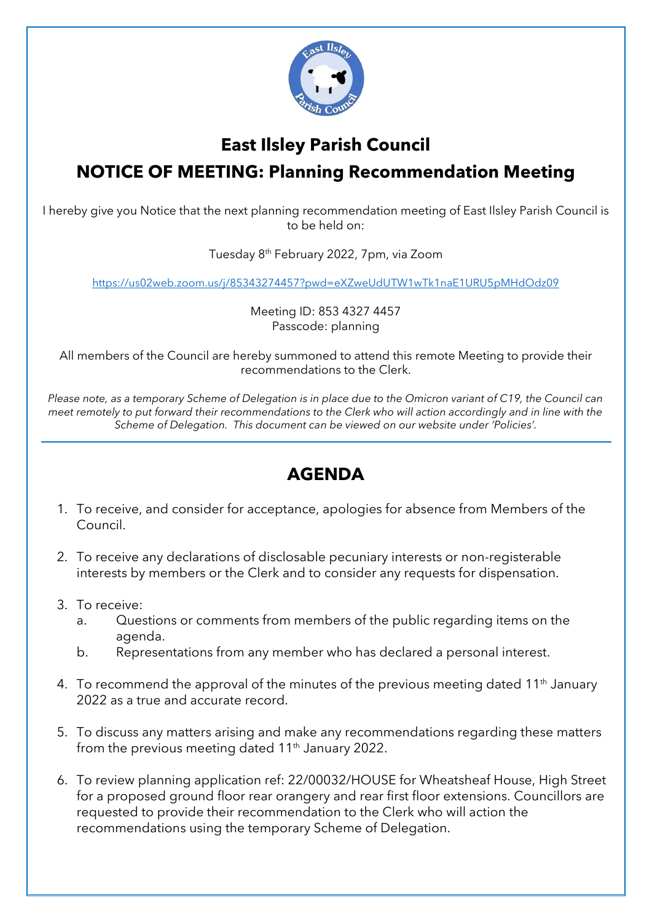# East Ilsley Parish Council

## NOTICE OF MEETING: Planning Recommendation Meeting

I hereby give you Notice that the next planning recommendation meeting of East Ilsley Parish Council is to be held on:

Tuesday 8th February 2022, 7pm, via Zoom

https://us02web.zoom.us/j/85343274457?pwd=eXZweUdUTW1wTk1naE1URU5pMHdOdz09

Meeting ID: 853 4327 4457
Passcode: planning

All members of the Council are hereby summoned to attend this remote Meeting to provide their recommendations to the Clerk.

*Please note, as a temporary Scheme of Delegation is in place due to the Omicron variant of C19, the Council can meet remotely to put forward their recommendations to the Clerk who will action accordingly and in line with the Scheme of Delegation. This document can be viewed on our website under 'Policies'.*

## AGENDA

1. To receive, and consider for acceptance, apologies for absence from Members of the Council.
2. To receive any declarations of disclosable pecuniary interests or non-registerable interests by members or the Clerk and to consider any requests for dispensation.
3. To receive:
   a. Questions or comments from members of the public regarding items on the agenda.
   b. Representations from any member who has declared a personal interest.
4. To recommend the approval of the minutes of the previous meeting dated 11th January 2022 as a true and accurate record.
5. To discuss any matters arising and make any recommendations regarding these matters from the previous meeting dated 11th January 2022.
6. To review planning application ref: 22/00032/HOUSE for Wheatsheaf House, High Street for a proposed ground floor rear orangery and rear first floor extensions. Councillors are requested to provide their recommendation to the Clerk who will action the recommendations using the temporary Scheme of Delegation.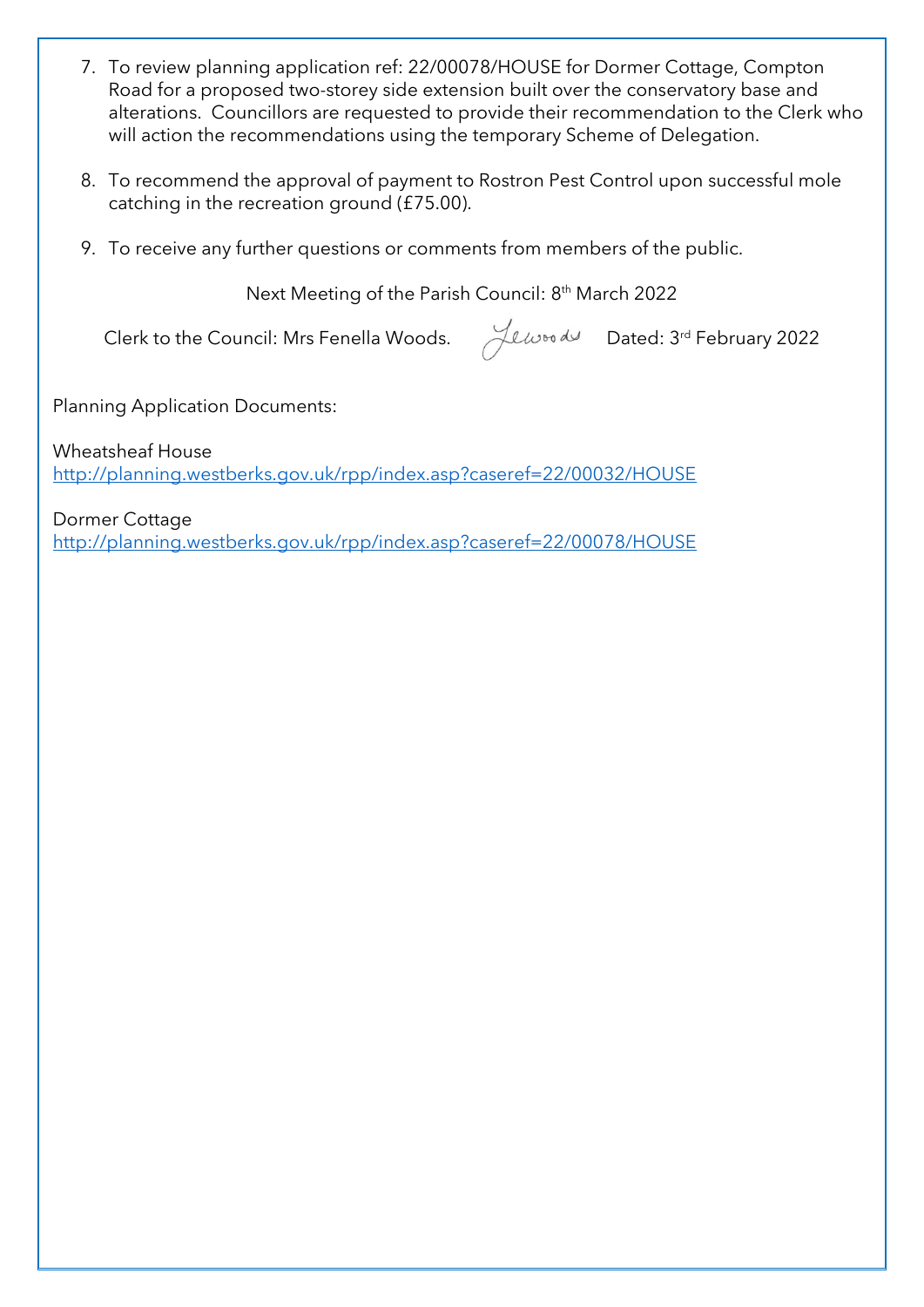7. To review planning application ref: 22/00078/HOUSE for Dormer Cottage, Compton Road for a proposed two-storey side extension built over the conservatory base and alterations. Councillors are requested to provide their recommendation to the Clerk who will action the recommendations using the temporary Scheme of Delegation.

8. To recommend the approval of payment to Rostron Pest Control upon successful mole catching in the recreation ground (£75.00).

9. To receive any further questions or comments from members of the public.

Next Meeting of the Parish Council: 8th March 2022

Clerk to the Council: Mrs Fenella Woods. *Fewoods* Dated: 3rd February 2022

Planning Application Documents:

Wheatsheaf House
http://planning.westberks.gov.uk/rpp/index.asp?caseref=22/00032/HOUSE

Dormer Cottage
http://planning.westberks.gov.uk/rpp/index.asp?caseref=22/00078/HOUSE